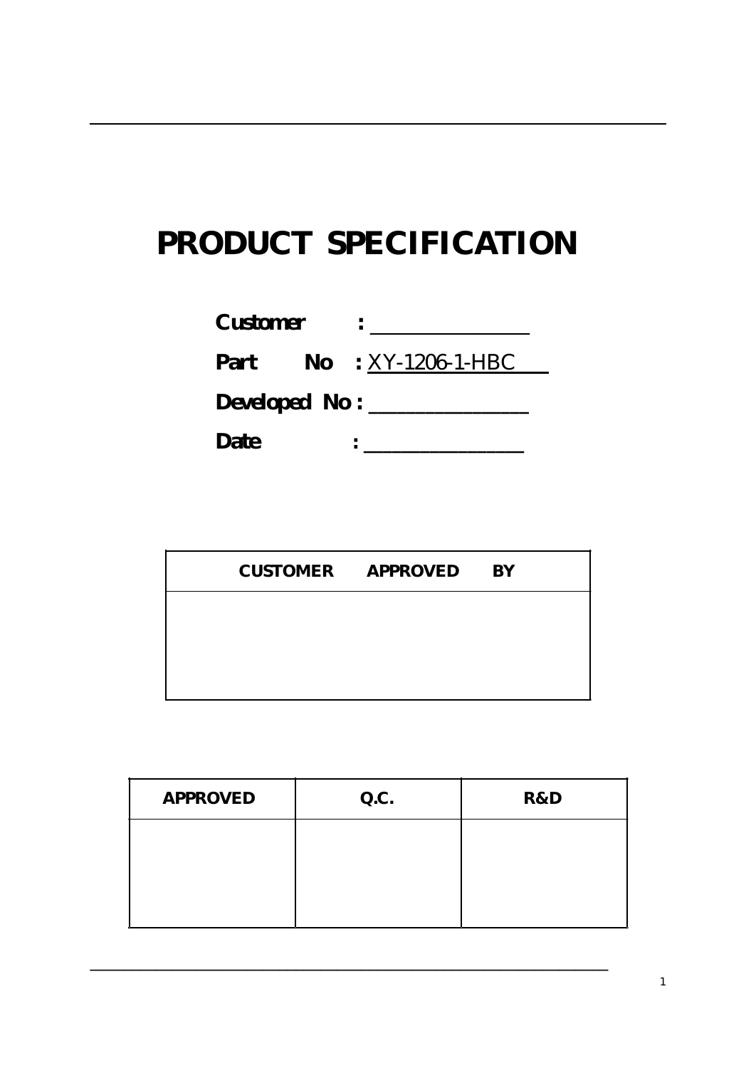# PRODUCT SPECIFICATION

**Customer :** ________________

**Part No :** XY-1206-1-HBC

**Developed No :** ________________

**Date :** ________________

| CUSTOMER APPROVED BY |
|---|
| |

| APPROVED | Q.C. | R&D |
|---|---|---|
| | | |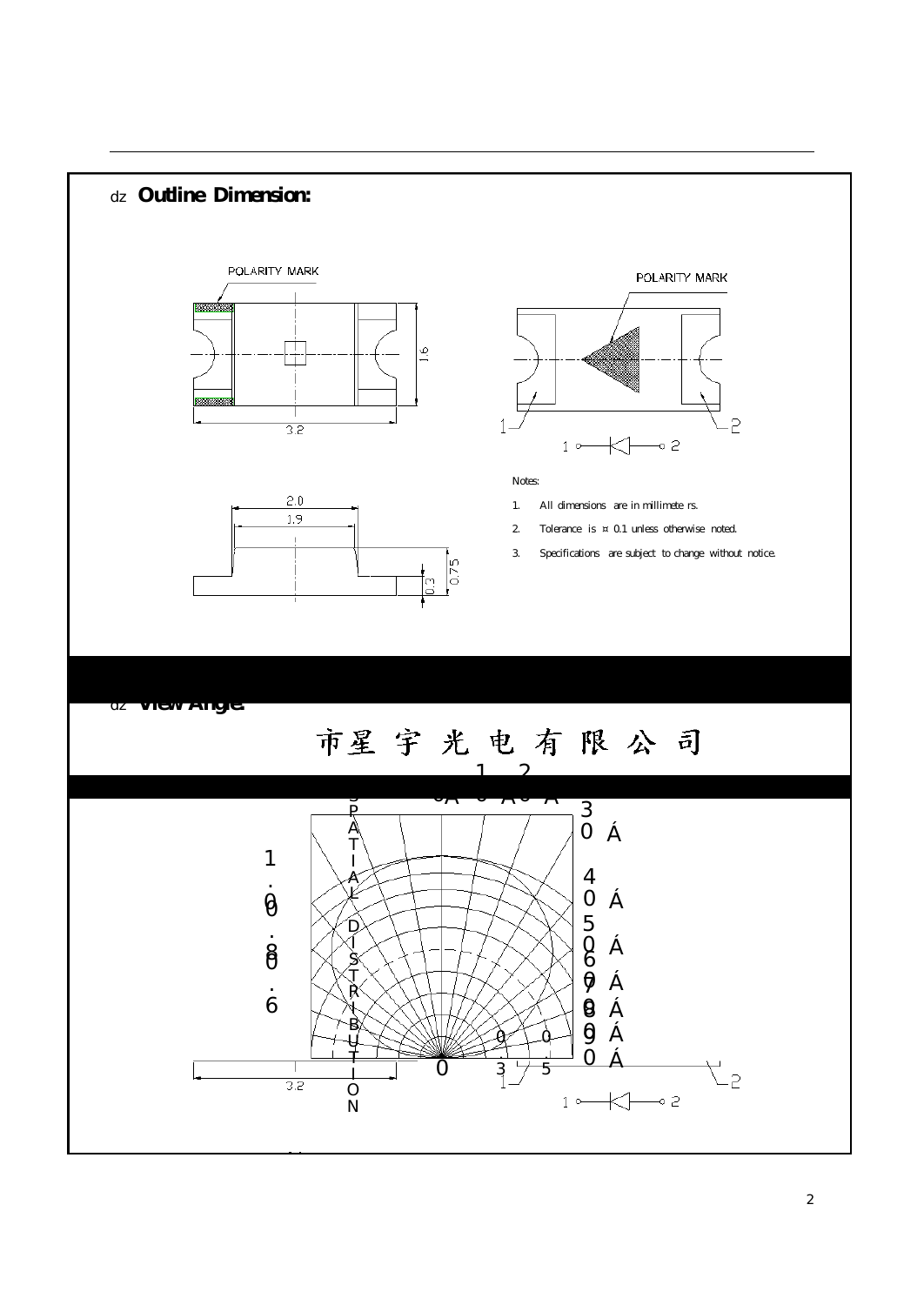## Outline Dimension:

POLARITY MARK

1.6

3.2

POLARITY MARK

1 — 2

2.0

1.9

0.75

0.3

Notes:

1. All dimensions are in millimeters.
2. Tolerance is ±0.1 unless otherwise noted.
3. Specifications are subject to change without notice.

## View Angle:

市星宇光电有限公司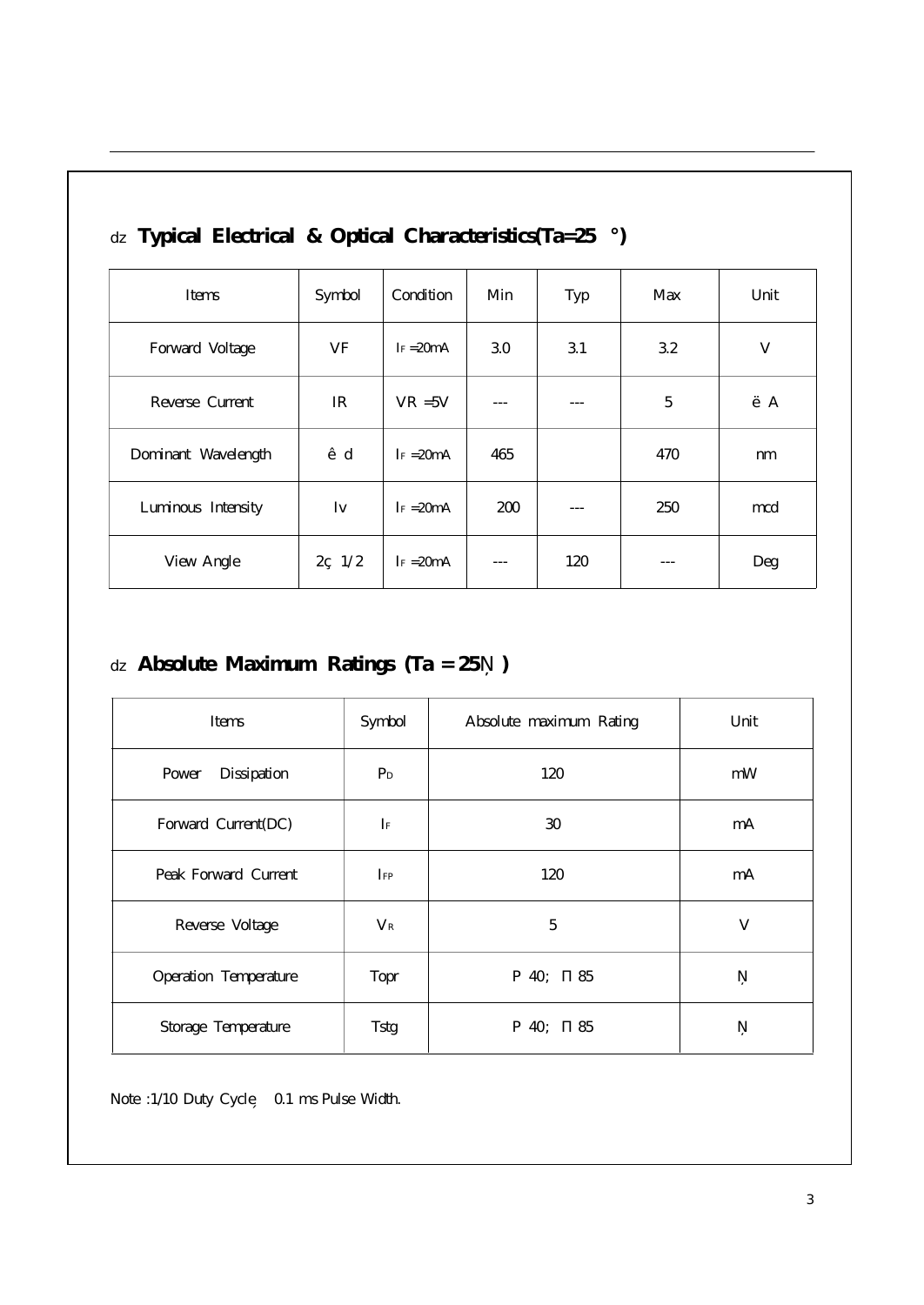## ǲ **Typical Electrical & Optical Characteristics(Ta=25 °)**

| Items | Symbol | Condition | Min | Typ | Max | Unit |
|---|---|---|---|---|---|---|
| Forward Voltage | VF | $I_F$ =20mA | 3.0 | 3.1 | 3.2 | V |
| Reverse Current | IR | VR =5V | --- | --- | 5 | ë A |
| Dominant Wavelength | ê d | $I_F$ =20mA | 465 | | 470 | nm |
| Luminous Intensity | Iv | $I_F$ =20mA | 200 | --- | 250 | mcd |
| View Angle | 2ç 1/2 | $I_F$ =20mA | --- | 120 | --- | Deg |

## ǲ **Absolute Maximum Ratings (Ta = 25Ņ )**

| Items | Symbol | Absolute maximum Rating | Unit |
|---|---|---|---|
| Power Dissipation | $P_D$ | 120 | mW |
| Forward Current(DC) | $I_F$ | 30 | mA |
| Peak Forward Current | $I_{FP}$ | 120 | mA |
| Reverse Voltage | $V_R$ | 5 | V |
| Operation Temperature | Topr | P 40; Π 85 | Ņ |
| Storage Temperature | Tstg | P 40; Π 85 | Ņ |

Note :1/10 Duty Cycle, 0.1 ms Pulse Width.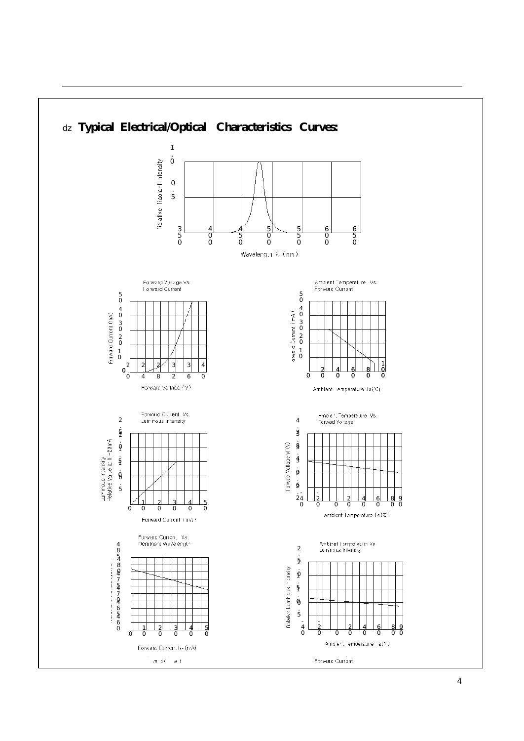## Typical Electrical/Optical Characteristics Curves:

Relative Radiant Intensity

Wavelength λ (nm)

Forward Voltage Vs. Forward Current

Forward Current (mA)

Forward Voltage (V)

Ambient Temperature Vs. Forward Current

Forward Current (mA)

Ambient Temperature Ta(°C)

Forward Current Vs. Luminous Intensity

Luminous Intensity Relative Value at IF=20mA

Forward Current (mA)

Ambient Temperature Vs. Forward Voltage

Forward Voltage VF(V)

Ambient Temperature Ta(°C)

Forward Current Vs. Dominant Wavelength

Forward Current IF (mA)

Ambient Temperature Vs Luminous Intensity

Relative Luminous Intensity

Ambient Temperature Ta(°C)

Forward Current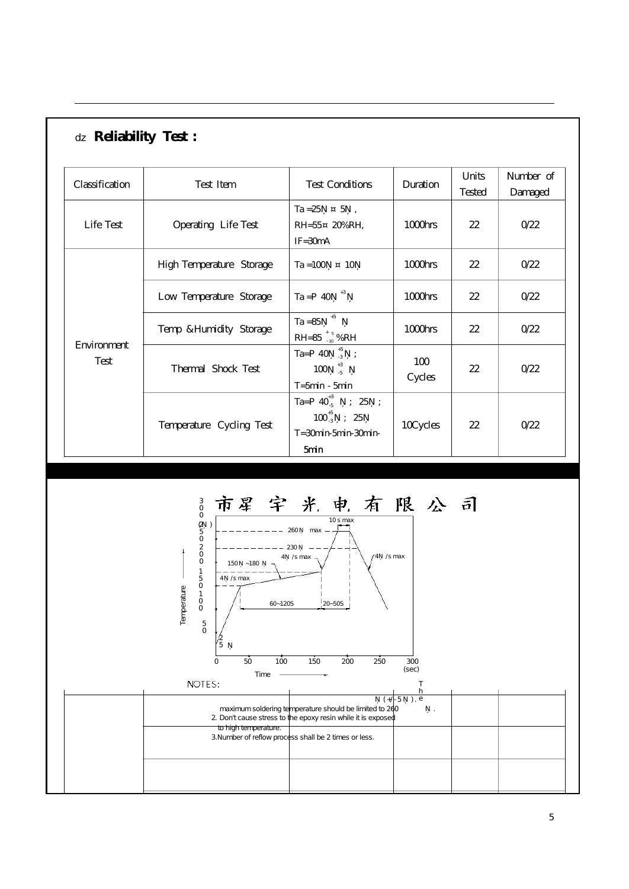## dz **Reliability Test :**

| Classification | Test Item | Test Conditions | Duration | Units Tested | Number of Damaged |
|---|---|---|---|---|---|
| Life Test | Operating Life Test | Ta =25Ņ ¤ 5Ņ , RH=55¤ 20%RH, IF=30mA | 1000hrs | 22 | 0/22 |
| Environment Test | High Temperature Storage | Ta =100Ņ ¤ 10Ņ | 1000hrs | 22 | 0/22 |
| | Low Temperature Storage | Ta =P 40Ņ $^{+3}$ Ņ | 1000hrs | 22 | 0/22 |
| | Temp &Humidity Storage | Ta =85Ņ $^{+5}$ Ņ RH=85 $^{+5}_{-10}$ %RH | 1000hrs | 22 | 0/22 |
| | Thermal Shock Test | Ta=P 40Ņ $^{+5}_{-3}$ Ņ ; 100Ņ $^{+3}_{-5}$ Ņ T=5min - 5min | 100 Cycles | 22 | 0/22 |
| | Temperature Cycling Test | Ta=P 40$^{+3}_{-5}$ Ņ ; 25Ņ ; 100$^{+5}_{-3}$Ņ ; 25Ņ T=30min-5min-30min-5min | 10Cycles | 22 | 0/22 |

市星 宇 光 电 有 限 公 司

NOTES:

1. The maximum soldering temperature should be limited to 260 Ņ (+/-5 Ņ).
2. Don't cause stress to the epoxy resin while it is exposed to high temperature.
3. Number of reflow process shall be 2 times or less.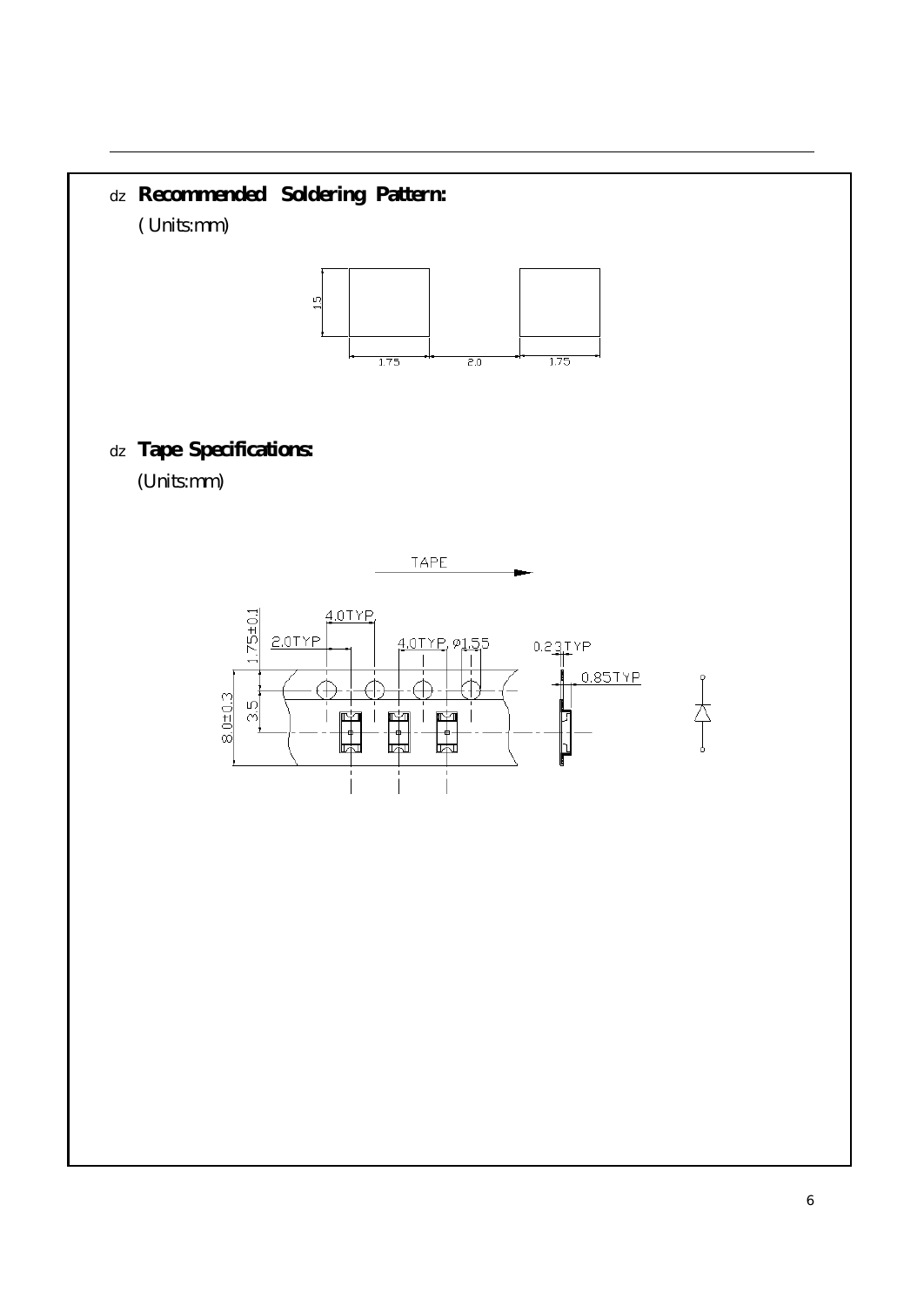## Recommended Soldering Pattern:

( Units:mm)

1.5

1.75

2.0

1.75

## Tape Specifications:

(Units:mm)

TAPE

1.75±0.1

4.0TYP

2.0TYP

4.0TYP

ø1.55

0.23TYP

0.85TYP

8.0±0.3

3.5